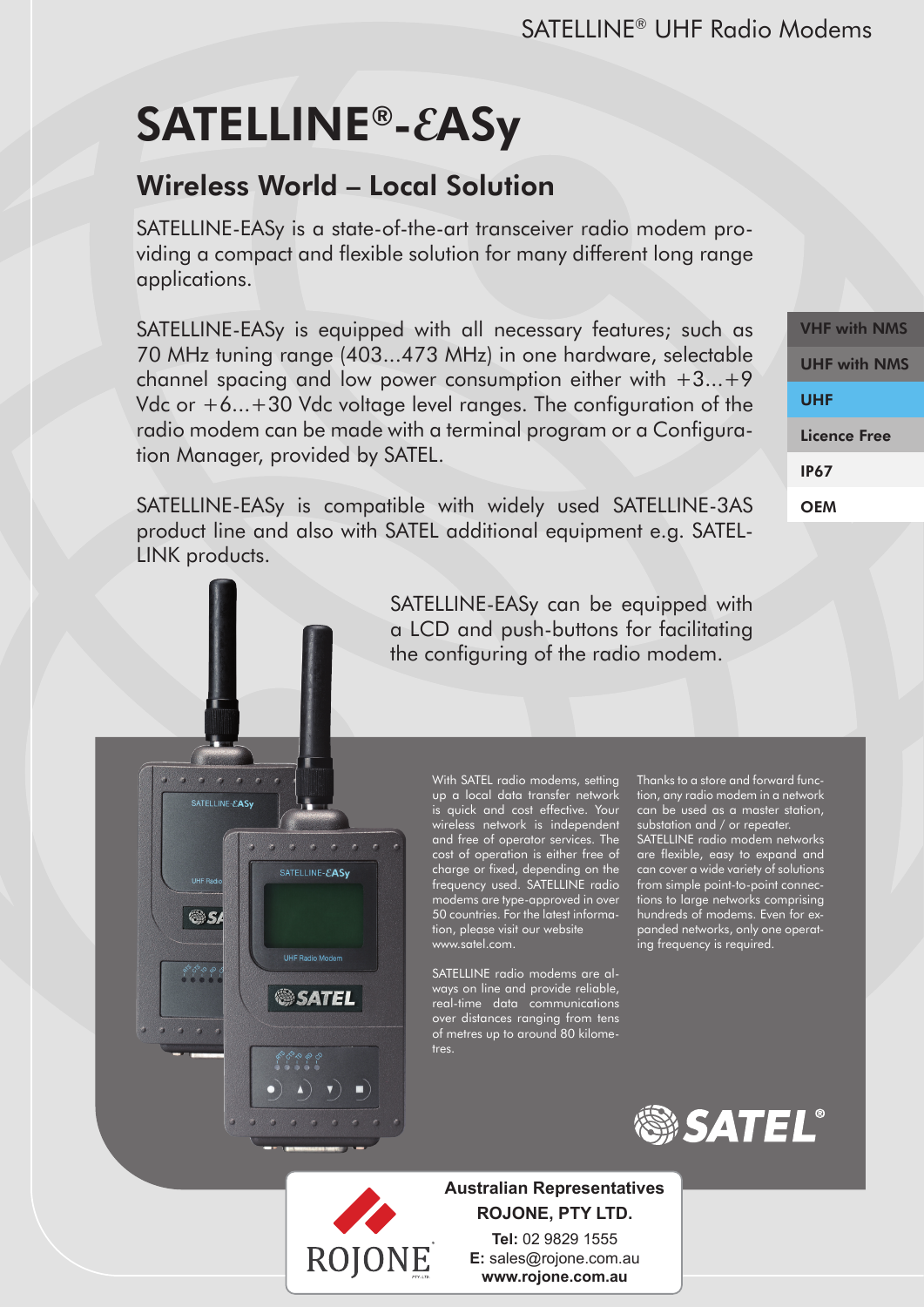# SATELLINE®-ƐASy

## Wireless World – Local Solution

SATELLINE-EASy is a state-of-the-art transceiver radio modem providing a compact and flexible solution for many different long range applications.

SATELLINE-EASy is equipped with all necessary features; such as 70 MHz tuning range (403...473 MHz) in one hardware, selectable channel spacing and low power consumption either with +3...+9 Vdc or +6...+30 Vdc voltage level ranges. The configuration of the radio modem can be made with a terminal program or a Configuration Manager, provided by SATEL.

SATELLINE-EASy is compatible with widely used SATELLINE-3AS product line and also with SATEL additional equipment e.g. SATEL-LINK products.

- VHF with NMS
- UHF with NMS
- UHF
- Licence Free
- IP67
- OEM

SATELLINE-EASy can be equipped with a LCD and push-buttons for facilitating the configuring of the radio modem.

With SATEL radio modems, setting up a local data transfer network is quick and cost effective. Your wireless network is independent and free of operator services. The cost of operation is either free of charge or fixed, depending on the frequency used. SATELLINE radio modems are type-approved in over 50 countries. For the latest information, please visit our website www.satel.com.

SATELLINE radio modems are always on line and provide reliable, real-time data communications over distances ranging from tens of metres up to around 80 kilometres.

Thanks to a store and forward function, any radio modem in a network can be used as a master station, substation and / or repeater. SATELLINE radio modem networks are flexible, easy to expand and can cover a wide variety of solutions from simple point-to-point connections to large networks comprising hundreds of modems. Even for expanded networks, only one operating frequency is required.

**Australian Representatives**
**ROJONE, PTY LTD.**
**Tel:** 02 9829 1555
**E:** sales@rojone.com.au
**www.rojone.com.au**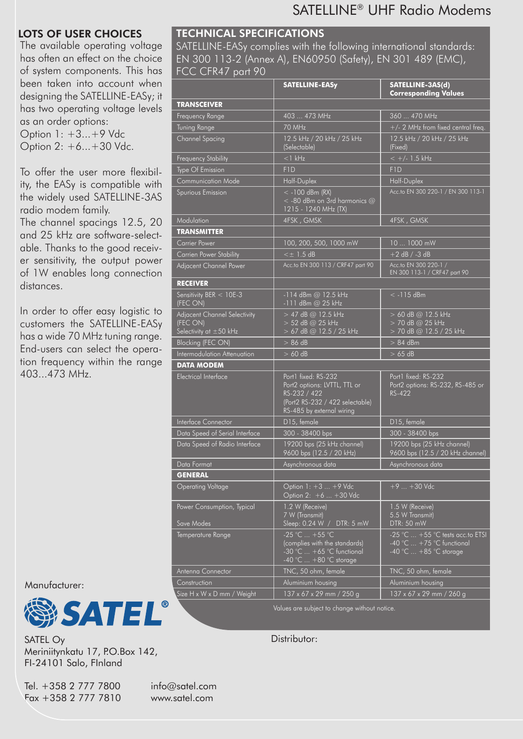## LOTS OF USER CHOICES

The available operating voltage has often an effect on the choice of system components. This has been taken into account when designing the SATELLINE-EASy; it has two operating voltage levels as an order options:
Option 1: +3...+9 Vdc
Option 2: +6...+30 Vdc.

To offer the user more flexibility, the EASy is compatible with the widely used SATELLINE-3AS radio modem family.
The channel spacings 12.5, 20 and 25 kHz are software-selectable. Thanks to the good receiver sensitivity, the output power of 1W enables long connection distances.

In order to offer easy logistic to customers the SATELLINE-EASy has a wide 70 MHz tuning range. End-users can select the operation frequency within the range 403...473 MHz.

## TECHNICAL SPECIFICATIONS

SATELLINE-EASy complies with the following international standards: EN 300 113-2 (Annex A), EN60950 (Safety), EN 301 489 (EMC), FCC CFR47 part 90

| | SATELLINE-EASy | SATELLINE-3AS(d) Corresponding Values |
|---|---|---|
| **TRANSCEIVER** | | |
| Frequency Range | 403 ... 473 MHz | 360 ... 470 MHz |
| Tuning Range | 70 MHz | +/- 2 MHz from fixed central freq. |
| Channel Spacing | 12.5 kHz / 20 kHz / 25 kHz (Selectable) | 12.5 kHz / 20 kHz / 25 kHz (Fixed) |
| Frequency Stability | <1 kHz | < +/- 1.5 kHz |
| Type Of Emission | F1D | F1D |
| Communication Mode | Half-Duplex | Half-Duplex |
| Spurious Emission | < -100 dBm (RX)<br>< -80 dBm on 3rd harmonics @ 1215 - 1240 MHz (TX) | Acc.to EN 300 220-1 / EN 300 113-1 |
| Modulation | 4FSK , GMSK | 4FSK , GMSK |
| **TRANSMITTER** | | |
| Carrier Power | 100, 200, 500, 1000 mW | 10 ... 1000 mW |
| Carrien Power Stability | <± 1.5 dB | +2 dB / -3 dB |
| Adjacent Channel Power | Acc.to EN 300 113 / CRF47 part 90 | Acc.to EN 300 220-1 / EN 300 113-1 / CRF47 part 90 |
| **RECEIVER** | | |
| Sensitivity BER < 10E-3 (FEC ON) | -114 dBm @ 12.5 kHz<br>-111 dBm @ 25 kHz | < -115 dBm |
| Adjacent Channel Selectivity (FEC ON)<br>Selectivity at ±50 kHz | > 47 dB @ 12.5 kHz<br>> 52 dB @ 25 kHz<br>> 67 dB @ 12.5 / 25 kHz | > 60 dB @ 12.5 kHz<br>> 70 dB @ 25 kHz<br>> 70 dB @ 12.5 / 25 kHz |
| Blocking (FEC ON) | > 86 dB | > 84 dBm |
| Intermodulation Attenuation | > 60 dB | > 65 dB |
| **DATA MODEM** | | |
| Electrical Interface | Port1 fixed: RS-232<br>Port2 options: LVTTL, TTL or RS-232 / 422<br>(Port2 RS-232 / 422 selectable)<br>RS-485 by external wiring | Port1 fixed: RS-232<br>Port2 options: RS-232, RS-485 or RS-422 |
| Interface Connector | D15, female | D15, female |
| Data Speed of Serial Interface | 300 - 38400 bps | 300 - 38400 bps |
| Data Speed of Radio Interface | 19200 bps (25 kHz channel)<br>9600 bps (12.5 / 20 kHz) | 19200 bps (25 kHz channel)<br>9600 bps (12.5 / 20 kHz channel) |
| Data Format | Asynchronous data | Asynchronous data |
| **GENERAL** | | |
| Operating Voltage | Option 1: +3 ... +9 Vdc<br>Option 2: +6 ... +30 Vdc | +9 ... +30 Vdc |
| Power Consumption, Typical<br>Save Modes | 1.2 W (Receive)<br>7 W (Transmit)<br>Sleep: 0.24 W / DTR: 5 mW | 1.5 W (Receive)<br>5.5 W Transmit)<br>DTR: 50 mW |
| Temperature Range | -25 °C ... +55 °C (complies with the standards)<br>-30 °C ... +65 °C functional<br>-40 °C ... +80 °C storage | -25 °C ... +55 °C tests acc.to ETSI<br>-40 °C ... +75 °C functional<br>-40 °C ... +85 °C storage |
| Antenna Connector | TNC, 50 ohm, female | TNC, 50 ohm, female |
| Construction | Aluminium housing | Aluminium housing |
| Size H x W x D mm / Weight | 137 x 67 x 29 mm / 250 g | 137 x 67 x 29 mm / 260 g |

Values are subject to change without notice.

Manufacturer:

SATEL®

SATEL Oy
Meriniitynkatu 17, P.O.Box 142,
FI-24101 Salo, FInland

Tel. +358 2 777 7800
Fax +358 2 777 7810

info@satel.com
www.satel.com

Distributor: